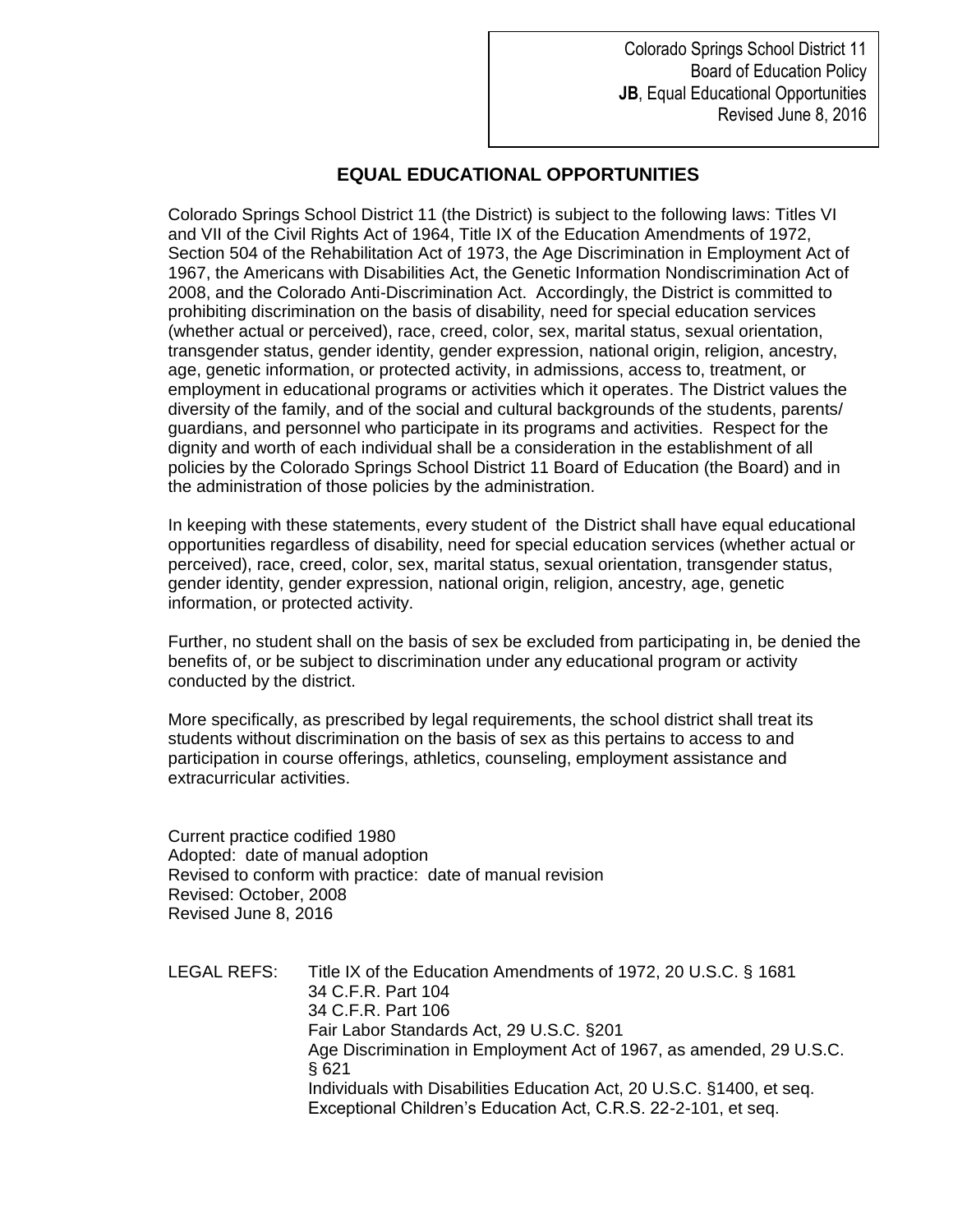Colorado Springs School District 11
Board of Education Policy
**JB**, Equal Educational Opportunities
Revised June 8, 2016

## EQUAL EDUCATIONAL OPPORTUNITIES

Colorado Springs School District 11 (the District) is subject to the following laws: Titles VI and VII of the Civil Rights Act of 1964, Title IX of the Education Amendments of 1972, Section 504 of the Rehabilitation Act of 1973, the Age Discrimination in Employment Act of 1967, the Americans with Disabilities Act, the Genetic Information Nondiscrimination Act of 2008, and the Colorado Anti-Discrimination Act. Accordingly, the District is committed to prohibiting discrimination on the basis of disability, need for special education services (whether actual or perceived), race, creed, color, sex, marital status, sexual orientation, transgender status, gender identity, gender expression, national origin, religion, ancestry, age, genetic information, or protected activity, in admissions, access to, treatment, or employment in educational programs or activities which it operates. The District values the diversity of the family, and of the social and cultural backgrounds of the students, parents/ guardians, and personnel who participate in its programs and activities. Respect for the dignity and worth of each individual shall be a consideration in the establishment of all policies by the Colorado Springs School District 11 Board of Education (the Board) and in the administration of those policies by the administration.

In keeping with these statements, every student of the District shall have equal educational opportunities regardless of disability, need for special education services (whether actual or perceived), race, creed, color, sex, marital status, sexual orientation, transgender status, gender identity, gender expression, national origin, religion, ancestry, age, genetic information, or protected activity.

Further, no student shall on the basis of sex be excluded from participating in, be denied the benefits of, or be subject to discrimination under any educational program or activity conducted by the district.

More specifically, as prescribed by legal requirements, the school district shall treat its students without discrimination on the basis of sex as this pertains to access to and participation in course offerings, athletics, counseling, employment assistance and extracurricular activities.

Current practice codified 1980
Adopted: date of manual adoption
Revised to conform with practice: date of manual revision
Revised: October, 2008
Revised June 8, 2016

LEGAL REFS: Title IX of the Education Amendments of 1972, 20 U.S.C. § 1681
34 C.F.R. Part 104
34 C.F.R. Part 106
Fair Labor Standards Act, 29 U.S.C. §201
Age Discrimination in Employment Act of 1967, as amended, 29 U.S.C. § 621
Individuals with Disabilities Education Act, 20 U.S.C. §1400, et seq.
Exceptional Children's Education Act, C.R.S. 22-2-101, et seq.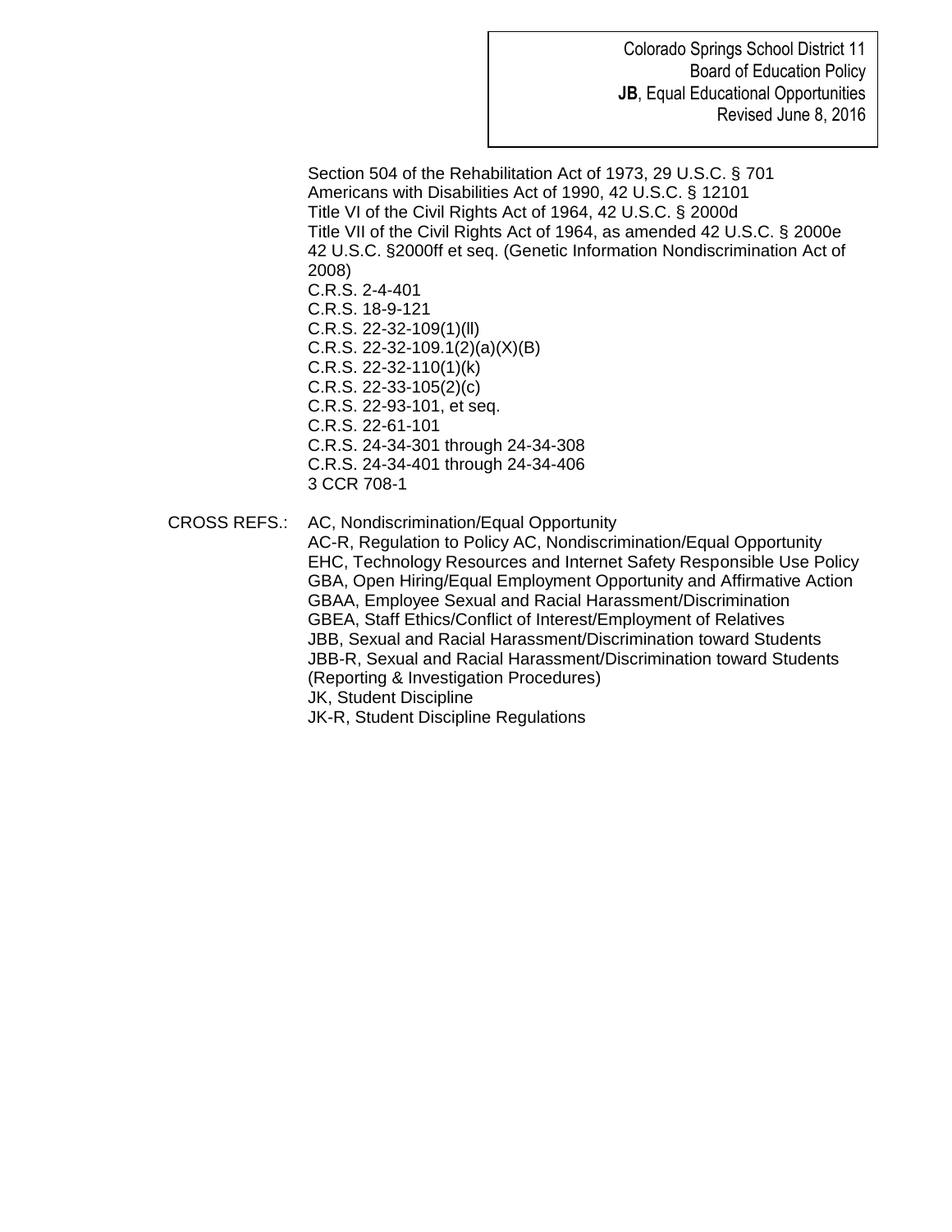Section 504 of the Rehabilitation Act of 1973, 29 U.S.C. § 701
Americans with Disabilities Act of 1990, 42 U.S.C. § 12101
Title VI of the Civil Rights Act of 1964, 42 U.S.C. § 2000d
Title VII of the Civil Rights Act of 1964, as amended 42 U.S.C. § 2000e
42 U.S.C. §2000ff et seq. (Genetic Information Nondiscrimination Act of 2008)
C.R.S. 2-4-401
C.R.S. 18-9-121
C.R.S. 22-32-109(1)(ll)
C.R.S. 22-32-109.1(2)(a)(X)(B)
C.R.S. 22-32-110(1)(k)
C.R.S. 22-33-105(2)(c)
C.R.S. 22-93-101, et seq.
C.R.S. 22-61-101
C.R.S. 24-34-301 through 24-34-308
C.R.S. 24-34-401 through 24-34-406
3 CCR 708-1

CROSS REFS.: AC, Nondiscrimination/Equal Opportunity
AC-R, Regulation to Policy AC, Nondiscrimination/Equal Opportunity
EHC, Technology Resources and Internet Safety Responsible Use Policy
GBA, Open Hiring/Equal Employment Opportunity and Affirmative Action
GBAA, Employee Sexual and Racial Harassment/Discrimination
GBEA, Staff Ethics/Conflict of Interest/Employment of Relatives
JBB, Sexual and Racial Harassment/Discrimination toward Students
JBB-R, Sexual and Racial Harassment/Discrimination toward Students (Reporting & Investigation Procedures)
JK, Student Discipline
JK-R, Student Discipline Regulations